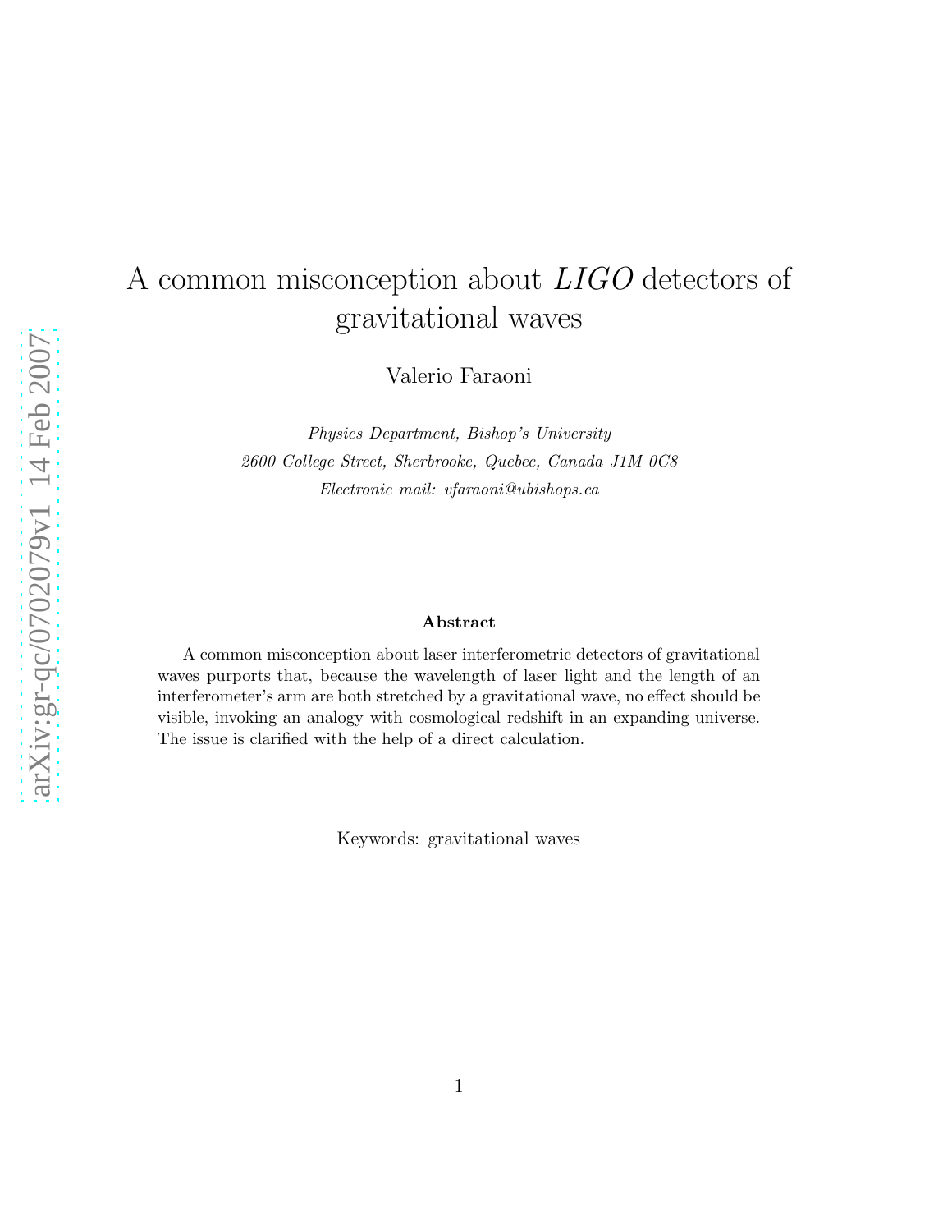# A common misconception about *LIGO* detectors of gravitational waves

Valerio Faraoni

*Physics Department, Bishop's University*
*2600 College Street, Sherbrooke, Quebec, Canada J1M 0C8*
*Electronic mail: vfaraoni@ubishops.ca*

**Abstract**

A common misconception about laser interferometric detectors of gravitational waves purports that, because the wavelength of laser light and the length of an interferometer's arm are both stretched by a gravitational wave, no effect should be visible, invoking an analogy with cosmological redshift in an expanding universe. The issue is clarified with the help of a direct calculation.

Keywords: gravitational waves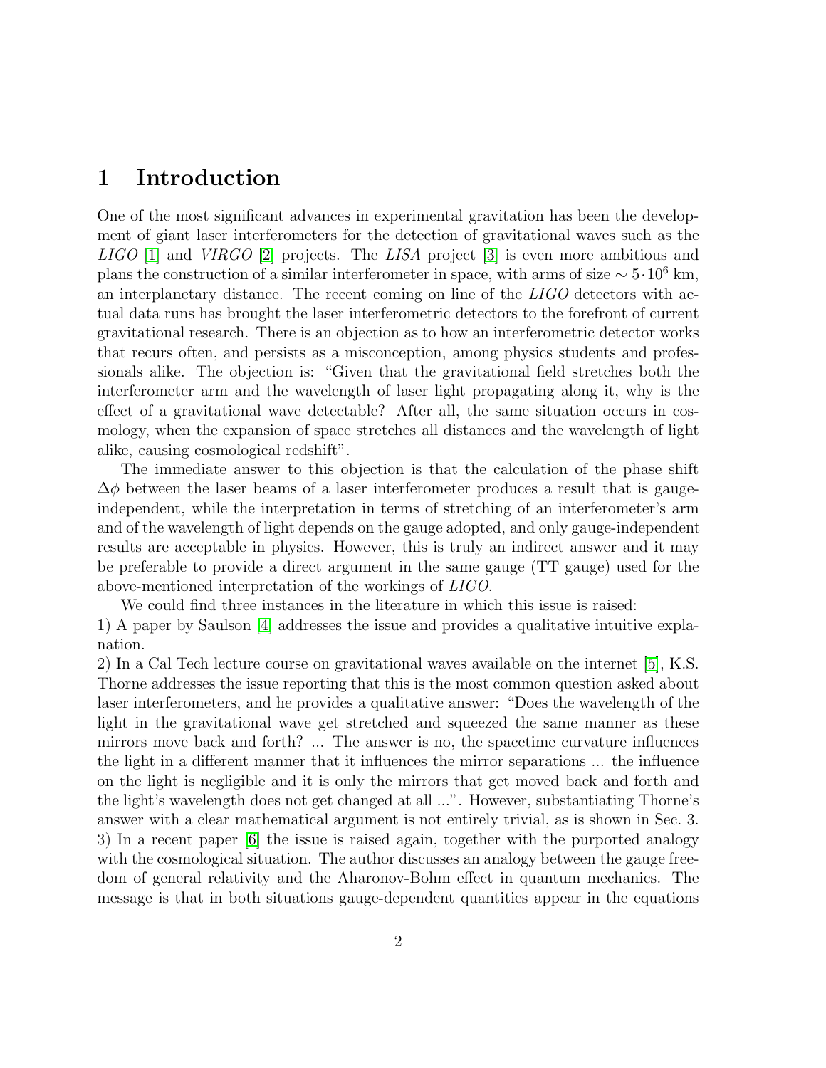# 1 Introduction

One of the most significant advances in experimental gravitation has been the development of giant laser interferometers for the detection of gravitational waves such as the *LIGO* [1] and *VIRGO* [2] projects. The *LISA* project [3] is even more ambitious and plans the construction of a similar interferometer in space, with arms of size $\sim 5 \cdot 10^6$ km, an interplanetary distance. The recent coming on line of the *LIGO* detectors with actual data runs has brought the laser interferometric detectors to the forefront of current gravitational research. There is an objection as to how an interferometric detector works that recurs often, and persists as a misconception, among physics students and professionals alike. The objection is: "Given that the gravitational field stretches both the interferometer arm and the wavelength of laser light propagating along it, why is the effect of a gravitational wave detectable? After all, the same situation occurs in cosmology, when the expansion of space stretches all distances and the wavelength of light alike, causing cosmological redshift".

The immediate answer to this objection is that the calculation of the phase shift $\Delta\phi$ between the laser beams of a laser interferometer produces a result that is gauge-independent, while the interpretation in terms of stretching of an interferometer's arm and of the wavelength of light depends on the gauge adopted, and only gauge-independent results are acceptable in physics. However, this is truly an indirect answer and it may be preferable to provide a direct argument in the same gauge (TT gauge) used for the above-mentioned interpretation of the workings of *LIGO*.

We could find three instances in the literature in which this issue is raised:

1) A paper by Saulson [4] addresses the issue and provides a qualitative intuitive explanation.

2) In a Cal Tech lecture course on gravitational waves available on the internet [5], K.S. Thorne addresses the issue reporting that this is the most common question asked about laser interferometers, and he provides a qualitative answer: "Does the wavelength of the light in the gravitational wave get stretched and squeezed the same manner as these mirrors move back and forth? ... The answer is no, the spacetime curvature influences the light in a different manner that it influences the mirror separations ... the influence on the light is negligible and it is only the mirrors that get moved back and forth and the light's wavelength does not get changed at all ...". However, substantiating Thorne's answer with a clear mathematical argument is not entirely trivial, as is shown in Sec. 3.

3) In a recent paper [6] the issue is raised again, together with the purported analogy with the cosmological situation. The author discusses an analogy between the gauge freedom of general relativity and the Aharonov-Bohm effect in quantum mechanics. The message is that in both situations gauge-dependent quantities appear in the equations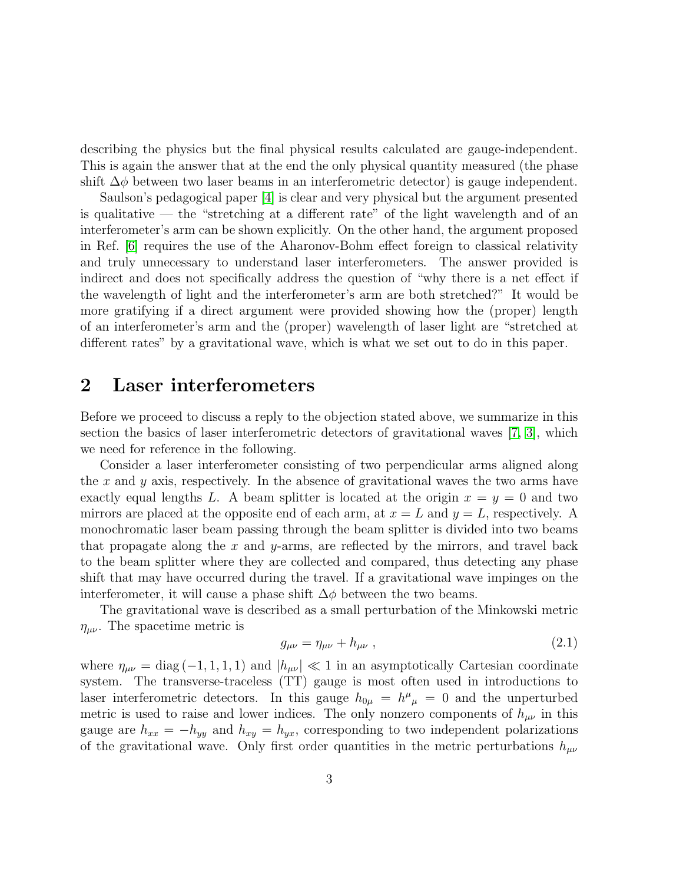describing the physics but the final physical results calculated are gauge-independent. This is again the answer that at the end the only physical quantity measured (the phase shift $\Delta\phi$ between two laser beams in an interferometric detector) is gauge independent.

Saulson's pedagogical paper [4] is clear and very physical but the argument presented is qualitative — the "stretching at a different rate" of the light wavelength and of an interferometer's arm can be shown explicitly. On the other hand, the argument proposed in Ref. [6] requires the use of the Aharonov-Bohm effect foreign to classical relativity and truly unnecessary to understand laser interferometers. The answer provided is indirect and does not specifically address the question of "why there is a net effect if the wavelength of light and the interferometer's arm are both stretched?" It would be more gratifying if a direct argument were provided showing how the (proper) length of an interferometer's arm and the (proper) wavelength of laser light are "stretched at different rates" by a gravitational wave, which is what we set out to do in this paper.

## 2 Laser interferometers

Before we proceed to discuss a reply to the objection stated above, we summarize in this section the basics of laser interferometric detectors of gravitational waves [7, 3], which we need for reference in the following.

Consider a laser interferometer consisting of two perpendicular arms aligned along the $x$ and $y$ axis, respectively. In the absence of gravitational waves the two arms have exactly equal lengths $L$. A beam splitter is located at the origin $x = y = 0$ and two mirrors are placed at the opposite end of each arm, at $x = L$ and $y = L$, respectively. A monochromatic laser beam passing through the beam splitter is divided into two beams that propagate along the $x$ and $y$-arms, are reflected by the mirrors, and travel back to the beam splitter where they are collected and compared, thus detecting any phase shift that may have occurred during the travel. If a gravitational wave impinges on the interferometer, it will cause a phase shift $\Delta\phi$ between the two beams.

The gravitational wave is described as a small perturbation of the Minkowski metric $\eta_{\mu\nu}$. The spacetime metric is

$$g_{\mu\nu} = \eta_{\mu\nu} + h_{\mu\nu} \ , \tag{2.1}$$

where $\eta_{\mu\nu} = \text{diag}\,(-1, 1, 1, 1)$ and $|h_{\mu\nu}| \ll 1$ in an asymptotically Cartesian coordinate system. The transverse-traceless (TT) gauge is most often used in introductions to laser interferometric detectors. In this gauge $h_{0\mu} = h^{\mu}{}_{\mu} = 0$ and the unperturbed metric is used to raise and lower indices. The only nonzero components of $h_{\mu\nu}$ in this gauge are $h_{xx} = -h_{yy}$ and $h_{xy} = h_{yx}$, corresponding to two independent polarizations of the gravitational wave. Only first order quantities in the metric perturbations $h_{\mu\nu}$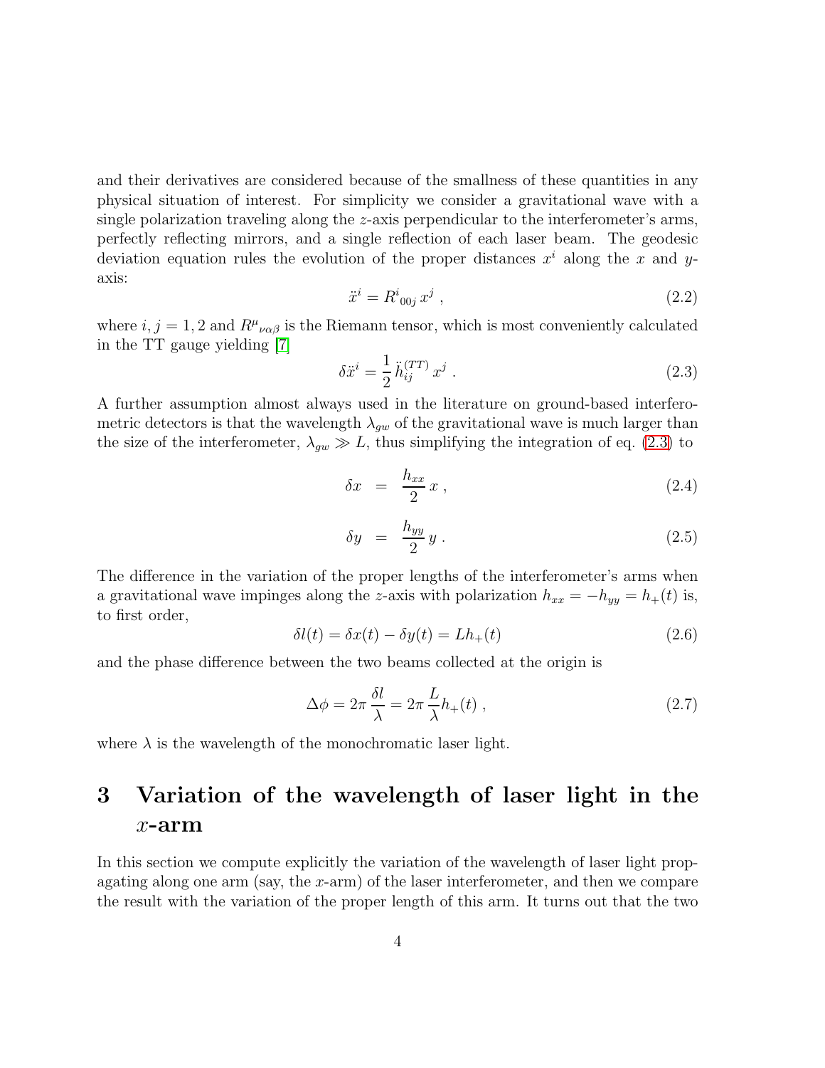and their derivatives are considered because of the smallness of these quantities in any physical situation of interest. For simplicity we consider a gravitational wave with a single polarization traveling along the $z$-axis perpendicular to the interferometer's arms, perfectly reflecting mirrors, and a single reflection of each laser beam. The geodesic deviation equation rules the evolution of the proper distances $x^i$ along the $x$ and $y$-axis:

$$\ddot{x}^i = R^i{}_{00j} \, x^j \; , \tag{2.2}$$

where $i, j = 1, 2$ and $R^\mu{}_{\nu\alpha\beta}$ is the Riemann tensor, which is most conveniently calculated in the TT gauge yielding [7]

$$\delta \ddot{x}^i = \frac{1}{2} \, \ddot{h}_{ij}^{(TT)} \, x^j \; . \tag{2.3}$$

A further assumption almost always used in the literature on ground-based interferometric detectors is that the wavelength $\lambda_{gw}$ of the gravitational wave is much larger than the size of the interferometer, $\lambda_{gw} \gg L$, thus simplifying the integration of eq. (2.3) to

$$\delta x \;\; = \;\; \frac{h_{xx}}{2} \, x \; , \tag{2.4}$$

$$\delta y \;\; = \;\; \frac{h_{yy}}{2} \, y \; . \tag{2.5}$$

The difference in the variation of the proper lengths of the interferometer's arms when a gravitational wave impinges along the $z$-axis with polarization $h_{xx} = -h_{yy} = h_+(t)$ is, to first order,

$$\delta l(t) = \delta x(t) - \delta y(t) = L h_+(t) \tag{2.6}$$

and the phase difference between the two beams collected at the origin is

$$\Delta \phi = 2\pi \, \frac{\delta l}{\lambda} = 2\pi \, \frac{L}{\lambda} h_+(t) \; , \tag{2.7}$$

where $\lambda$ is the wavelength of the monochromatic laser light.

# 3 Variation of the wavelength of laser light in the $x$-arm

In this section we compute explicitly the variation of the wavelength of laser light propagating along one arm (say, the $x$-arm) of the laser interferometer, and then we compare the result with the variation of the proper length of this arm. It turns out that the two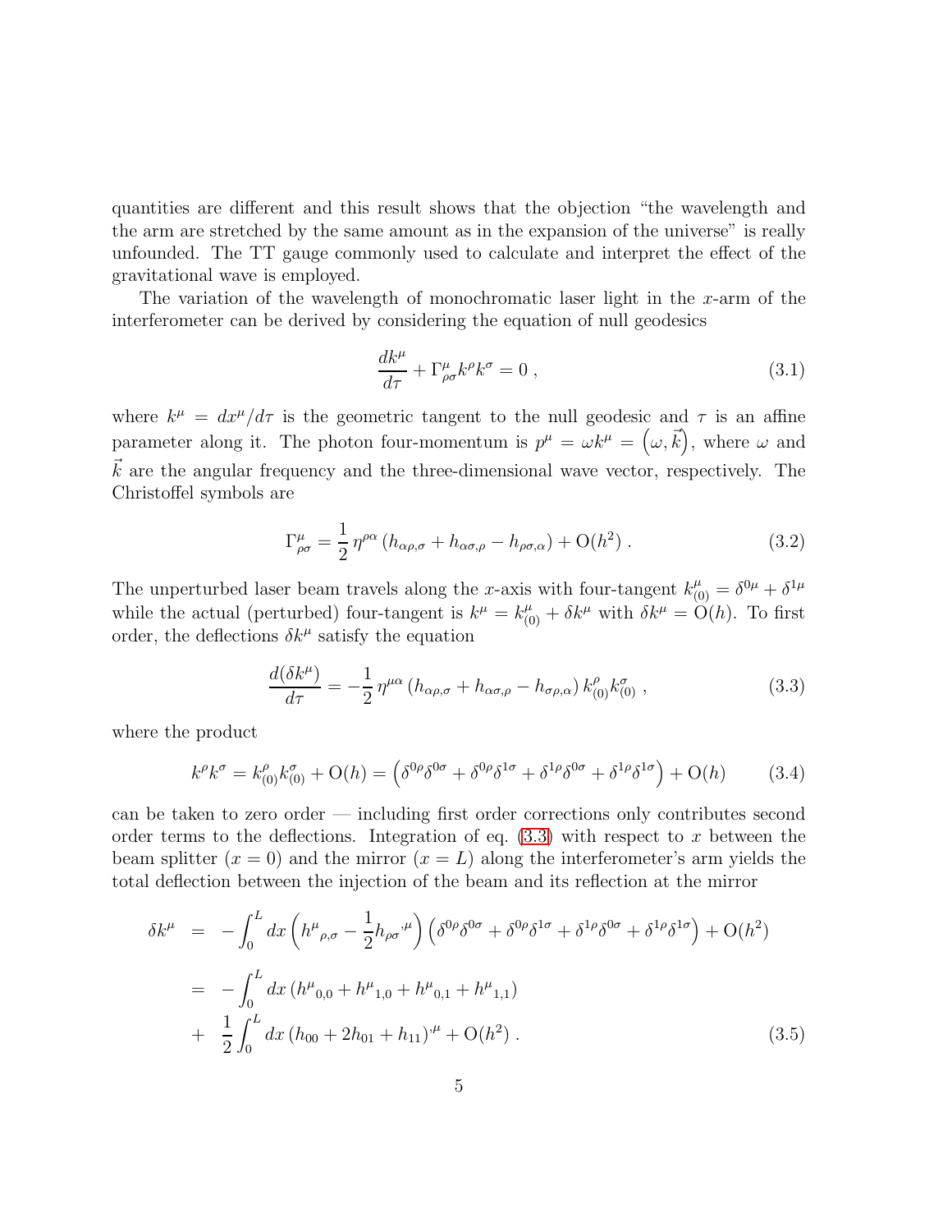quantities are different and this result shows that the objection "the wavelength and the arm are stretched by the same amount as in the expansion of the universe" is really unfounded. The TT gauge commonly used to calculate and interpret the effect of the gravitational wave is employed.

The variation of the wavelength of monochromatic laser light in the $x$-arm of the interferometer can be derived by considering the equation of null geodesics

$$\frac{dk^\mu}{d\tau} + \Gamma^\mu_{\rho\sigma} k^\rho k^\sigma = 0 \,, \tag{3.1}$$

where $k^\mu = dx^\mu/d\tau$ is the geometric tangent to the null geodesic and $\tau$ is an affine parameter along it. The photon four-momentum is $p^\mu = \omega k^\mu = \left(\omega, \vec{k}\right)$, where $\omega$ and $\vec{k}$ are the angular frequency and the three-dimensional wave vector, respectively. The Christoffel symbols are

$$\Gamma^\mu_{\rho\sigma} = \frac{1}{2}\,\eta^{\rho\alpha}\left(h_{\alpha\rho,\sigma} + h_{\alpha\sigma,\rho} - h_{\rho\sigma,\alpha}\right) + \mathrm{O}(h^2) \,. \tag{3.2}$$

The unperturbed laser beam travels along the $x$-axis with four-tangent $k^\mu_{(0)} = \delta^{0\mu} + \delta^{1\mu}$ while the actual (perturbed) four-tangent is $k^\mu = k^\mu_{(0)} + \delta k^\mu$ with $\delta k^\mu = \mathrm{O}(h)$. To first order, the deflections $\delta k^\mu$ satisfy the equation

$$\frac{d(\delta k^\mu)}{d\tau} = -\frac{1}{2}\,\eta^{\mu\alpha}\left(h_{\alpha\rho,\sigma} + h_{\alpha\sigma,\rho} - h_{\sigma\rho,\alpha}\right) k^\rho_{(0)} k^\sigma_{(0)} \,, \tag{3.3}$$

where the product

$$k^\rho k^\sigma = k^\rho_{(0)} k^\sigma_{(0)} + \mathrm{O}(h) = \left(\delta^{0\rho}\delta^{0\sigma} + \delta^{0\rho}\delta^{1\sigma} + \delta^{1\rho}\delta^{0\sigma} + \delta^{1\rho}\delta^{1\sigma}\right) + \mathrm{O}(h) \tag{3.4}$$

can be taken to zero order — including first order corrections only contributes second order terms to the deflections. Integration of eq. (3.3) with respect to $x$ between the beam splitter ($x = 0$) and the mirror ($x = L$) along the interferometer's arm yields the total deflection between the injection of the beam and its reflection at the mirror

$$\begin{aligned}
\delta k^\mu &= -\int_0^L dx \left( {h^\mu}_{\rho,\sigma} - \frac{1}{2} {h_{\rho\sigma}}^{,\mu} \right) \left(\delta^{0\rho}\delta^{0\sigma} + \delta^{0\rho}\delta^{1\sigma} + \delta^{1\rho}\delta^{0\sigma} + \delta^{1\rho}\delta^{1\sigma}\right) + \mathrm{O}(h^2) \\
&= -\int_0^L dx \left( {h^\mu}_{0,0} + {h^\mu}_{1,0} + {h^\mu}_{0,1} + {h^\mu}_{1,1} \right) \\
&+ \frac{1}{2}\int_0^L dx \left( h_{00} + 2h_{01} + h_{11} \right)^{,\mu} + \mathrm{O}(h^2) \,.
\end{aligned} \tag{3.5}$$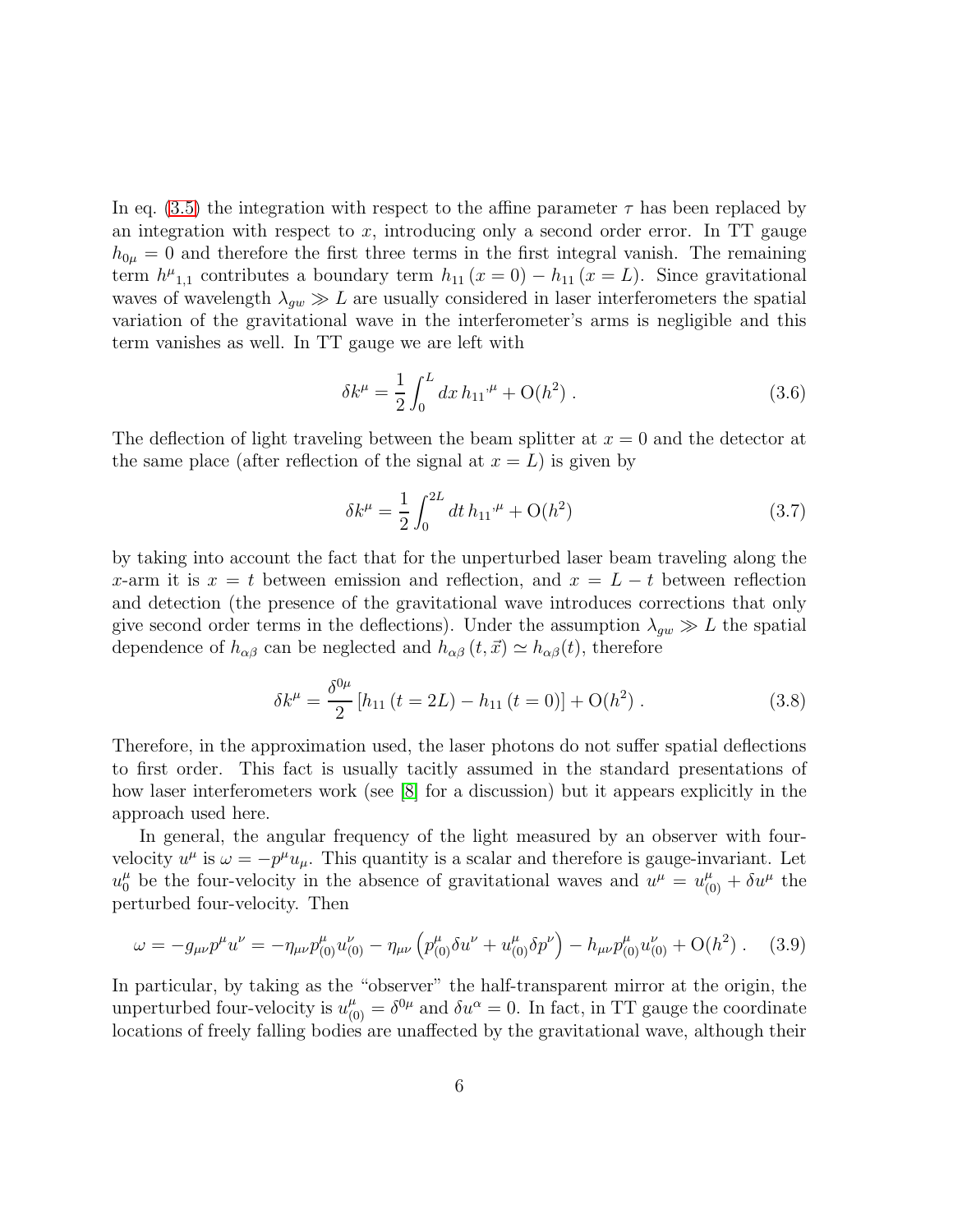In eq. (3.5) the integration with respect to the affine parameter $\tau$ has been replaced by an integration with respect to $x$, introducing only a second order error. In TT gauge $h_{0\mu} = 0$ and therefore the first three terms in the first integral vanish. The remaining term $h^{\mu}{}_{1,1}$ contributes a boundary term $h_{11}(x=0) - h_{11}(x=L)$. Since gravitational waves of wavelength $\lambda_{gw} \gg L$ are usually considered in laser interferometers the spatial variation of the gravitational wave in the interferometer's arms is negligible and this term vanishes as well. In TT gauge we are left with

$$\delta k^{\mu} = \frac{1}{2}\int_0^L dx\, h_{11}{}^{,\mu} + \mathrm{O}(h^2)\,. \tag{3.6}$$

The deflection of light traveling between the beam splitter at $x = 0$ and the detector at the same place (after reflection of the signal at $x = L$) is given by

$$\delta k^{\mu} = \frac{1}{2}\int_0^{2L} dt\, h_{11}{}^{,\mu} + \mathrm{O}(h^2) \tag{3.7}$$

by taking into account the fact that for the unperturbed laser beam traveling along the $x$-arm it is $x = t$ between emission and reflection, and $x = L - t$ between reflection and detection (the presence of the gravitational wave introduces corrections that only give second order terms in the deflections). Under the assumption $\lambda_{gw} \gg L$ the spatial dependence of $h_{\alpha\beta}$ can be neglected and $h_{\alpha\beta}(t, \vec{x}) \simeq h_{\alpha\beta}(t)$, therefore

$$\delta k^{\mu} = \frac{\delta^{0\mu}}{2}\left[h_{11}(t=2L) - h_{11}(t=0)\right] + \mathrm{O}(h^2)\,. \tag{3.8}$$

Therefore, in the approximation used, the laser photons do not suffer spatial deflections to first order. This fact is usually tacitly assumed in the standard presentations of how laser interferometers work (see [8] for a discussion) but it appears explicitly in the approach used here.

In general, the angular frequency of the light measured by an observer with four-velocity $u^{\mu}$ is $\omega = -p^{\mu}u_{\mu}$. This quantity is a scalar and therefore is gauge-invariant. Let $u_0^{\mu}$ be the four-velocity in the absence of gravitational waves and $u^{\mu} = u^{\mu}_{(0)} + \delta u^{\mu}$ the perturbed four-velocity. Then

$$\omega = -g_{\mu\nu}p^{\mu}u^{\nu} = -\eta_{\mu\nu}p^{\mu}_{(0)}u^{\nu}_{(0)} - \eta_{\mu\nu}\left(p^{\mu}_{(0)}\delta u^{\nu} + u^{\mu}_{(0)}\delta p^{\nu}\right) - h_{\mu\nu}p^{\mu}_{(0)}u^{\nu}_{(0)} + \mathrm{O}(h^2)\,. \tag{3.9}$$

In particular, by taking as the "observer" the half-transparent mirror at the origin, the unperturbed four-velocity is $u^{\mu}_{(0)} = \delta^{0\mu}$ and $\delta u^{\alpha} = 0$. In fact, in TT gauge the coordinate locations of freely falling bodies are unaffected by the gravitational wave, although their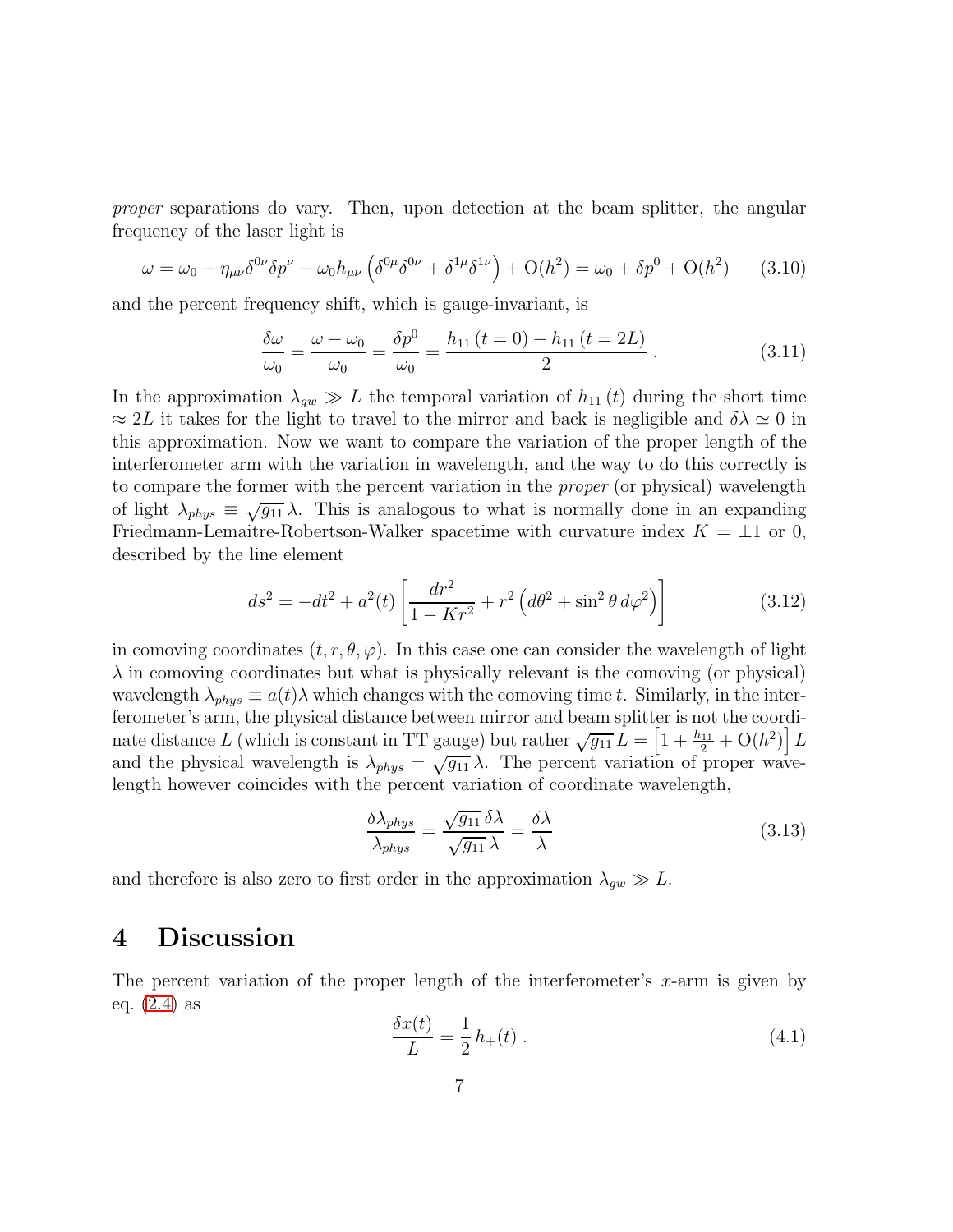*proper* separations do vary. Then, upon detection at the beam splitter, the angular frequency of the laser light is

$$\omega = \omega_0 - \eta_{\mu\nu}\delta^{0\nu}\delta p^{\nu} - \omega_0 h_{\mu\nu}\left(\delta^{0\mu}\delta^{0\nu} + \delta^{1\mu}\delta^{1\nu}\right) + \mathrm{O}(h^2) = \omega_0 + \delta p^0 + \mathrm{O}(h^2) \tag{3.10}$$

and the percent frequency shift, which is gauge-invariant, is

$$\frac{\delta\omega}{\omega_0} = \frac{\omega - \omega_0}{\omega_0} = \frac{\delta p^0}{\omega_0} = \frac{h_{11}\left(t=0\right) - h_{11}\left(t=2L\right)}{2} \, . \tag{3.11}$$

In the approximation $\lambda_{gw} \gg L$ the temporal variation of $h_{11}\left(t\right)$ during the short time $\approx 2L$ it takes for the light to travel to the mirror and back is negligible and $\delta\lambda \simeq 0$ in this approximation. Now we want to compare the variation of the proper length of the interferometer arm with the variation in wavelength, and the way to do this correctly is to compare the former with the percent variation in the *proper* (or physical) wavelength of light $\lambda_{phys} \equiv \sqrt{g_{11}}\,\lambda$. This is analogous to what is normally done in an expanding Friedmann-Lemaitre-Robertson-Walker spacetime with curvature index $K = \pm 1$ or 0, described by the line element

$$ds^2 = -dt^2 + a^2(t)\left[\frac{dr^2}{1-Kr^2} + r^2\left(d\theta^2 + \sin^2\theta\, d\varphi^2\right)\right] \tag{3.12}$$

in comoving coordinates $(t, r, \theta, \varphi)$. In this case one can consider the wavelength of light $\lambda$ in comoving coordinates but what is physically relevant is the comoving (or physical) wavelength $\lambda_{phys} \equiv a(t)\lambda$ which changes with the comoving time $t$. Similarly, in the interferometer's arm, the physical distance between mirror and beam splitter is not the coordinate distance $L$ (which is constant in TT gauge) but rather $\sqrt{g_{11}}\,L = \left[1 + \frac{h_{11}}{2} + \mathrm{O}(h^2)\right] L$ and the physical wavelength is $\lambda_{phys} = \sqrt{g_{11}}\,\lambda$. The percent variation of proper wavelength however coincides with the percent variation of coordinate wavelength,

$$\frac{\delta\lambda_{phys}}{\lambda_{phys}} = \frac{\sqrt{g_{11}}\,\delta\lambda}{\sqrt{g_{11}}\,\lambda} = \frac{\delta\lambda}{\lambda} \tag{3.13}$$

and therefore is also zero to first order in the approximation $\lambda_{gw} \gg L$.

# 4 Discussion

The percent variation of the proper length of the interferometer's $x$-arm is given by eq. (2.4) as

$$\frac{\delta x(t)}{L} = \frac{1}{2}\, h_+(t) \, . \tag{4.1}$$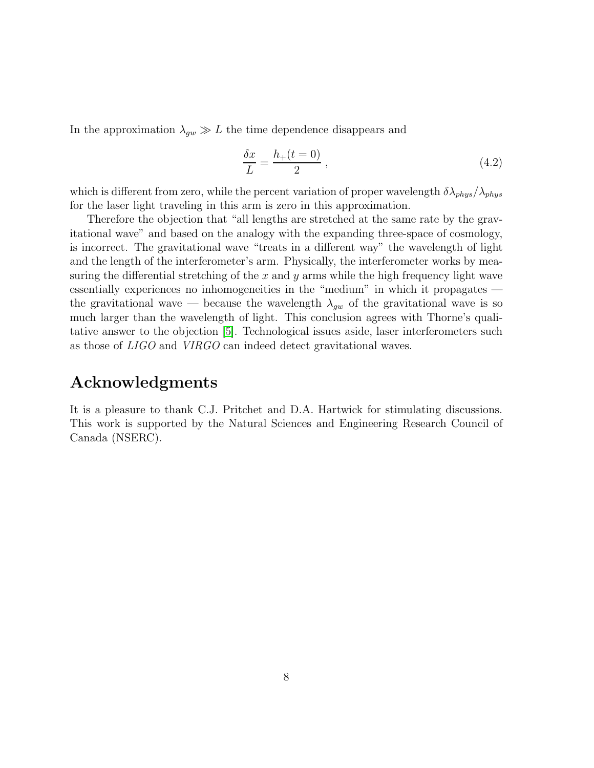In the approximation $\lambda_{gw} \gg L$ the time dependence disappears and

$$\frac{\delta x}{L} = \frac{h_+(t=0)}{2} \,, \tag{4.2}$$

which is different from zero, while the percent variation of proper wavelength $\delta\lambda_{phys}/\lambda_{phys}$ for the laser light traveling in this arm is zero in this approximation.

Therefore the objection that "all lengths are stretched at the same rate by the gravitational wave" and based on the analogy with the expanding three-space of cosmology, is incorrect. The gravitational wave "treats in a different way" the wavelength of light and the length of the interferometer's arm. Physically, the interferometer works by measuring the differential stretching of the $x$ and $y$ arms while the high frequency light wave essentially experiences no inhomogeneities in the "medium" in which it propagates — the gravitational wave — because the wavelength $\lambda_{gw}$ of the gravitational wave is so much larger than the wavelength of light. This conclusion agrees with Thorne's qualitative answer to the objection [5]. Technological issues aside, laser interferometers such as those of *LIGO* and *VIRGO* can indeed detect gravitational waves.

## Acknowledgments

It is a pleasure to thank C.J. Pritchet and D.A. Hartwick for stimulating discussions. This work is supported by the Natural Sciences and Engineering Research Council of Canada (NSERC).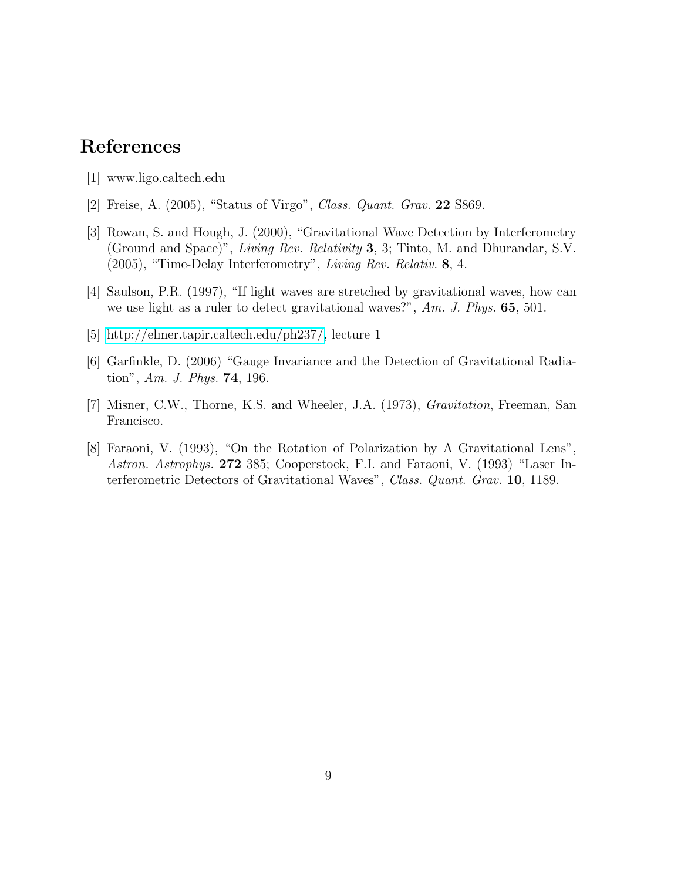# References

[1] www.ligo.caltech.edu

[2] Freise, A. (2005), "Status of Virgo", *Class. Quant. Grav.* **22** S869.

[3] Rowan, S. and Hough, J. (2000), "Gravitational Wave Detection by Interferometry (Ground and Space)", *Living Rev. Relativity* **3**, 3; Tinto, M. and Dhurandar, S.V. (2005), "Time-Delay Interferometry", *Living Rev. Relativ.* **8**, 4.

[4] Saulson, P.R. (1997), "If light waves are stretched by gravitational waves, how can we use light as a ruler to detect gravitational waves?", *Am. J. Phys.* **65**, 501.

[5] http://elmer.tapir.caltech.edu/ph237/, lecture 1

[6] Garfinkle, D. (2006) "Gauge Invariance and the Detection of Gravitational Radiation", *Am. J. Phys.* **74**, 196.

[7] Misner, C.W., Thorne, K.S. and Wheeler, J.A. (1973), *Gravitation*, Freeman, San Francisco.

[8] Faraoni, V. (1993), "On the Rotation of Polarization by A Gravitational Lens", *Astron. Astrophys.* **272** 385; Cooperstock, F.I. and Faraoni, V. (1993) "Laser Interferometric Detectors of Gravitational Waves", *Class. Quant. Grav.* **10**, 1189.